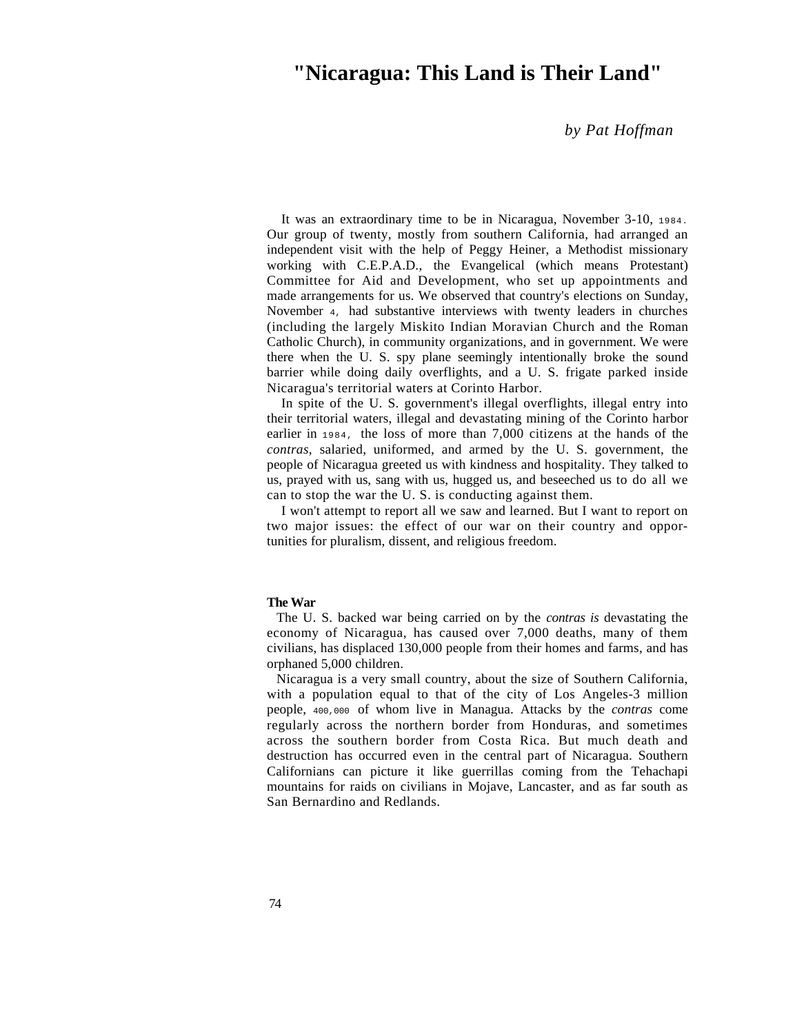# "Nicaragua: This Land is Their Land"

*by Pat Hoffman*

It was an extraordinary time to be in Nicaragua, November 3-10, 1984. Our group of twenty, mostly from southern California, had arranged an independent visit with the help of Peggy Heiner, a Methodist missionary working with C.E.P.A.D., the Evangelical (which means Protestant) Committee for Aid and Development, who set up appointments and made arrangements for us. We observed that country's elections on Sunday, November 4, had substantive interviews with twenty leaders in churches (including the largely Miskito Indian Moravian Church and the Roman Catholic Church), in community organizations, and in government. We were there when the U. S. spy plane seemingly intentionally broke the sound barrier while doing daily overflights, and a U. S. frigate parked inside Nicaragua's territorial waters at Corinto Harbor.

In spite of the U. S. government's illegal overflights, illegal entry into their territorial waters, illegal and devastating mining of the Corinto harbor earlier in 1984, the loss of more than 7,000 citizens at the hands of the *contras*, salaried, uniformed, and armed by the U. S. government, the people of Nicaragua greeted us with kindness and hospitality. They talked to us, prayed with us, sang with us, hugged us, and beseeched us to do all we can to stop the war the U. S. is conducting against them.

I won't attempt to report all we saw and learned. But I want to report on two major issues: the effect of our war on their country and opportunities for pluralism, dissent, and religious freedom.

**The War**

The U. S. backed war being carried on by the *contras is* devastating the economy of Nicaragua, has caused over 7,000 deaths, many of them civilians, has displaced 130,000 people from their homes and farms, and has orphaned 5,000 children.

Nicaragua is a very small country, about the size of Southern California, with a population equal to that of the city of Los Angeles-3 million people, 400,000 of whom live in Managua. Attacks by the *contras* come regularly across the northern border from Honduras, and sometimes across the southern border from Costa Rica. But much death and destruction has occurred even in the central part of Nicaragua. Southern Californians can picture it like guerrillas coming from the Tehachapi mountains for raids on civilians in Mojave, Lancaster, and as far south as San Bernardino and Redlands.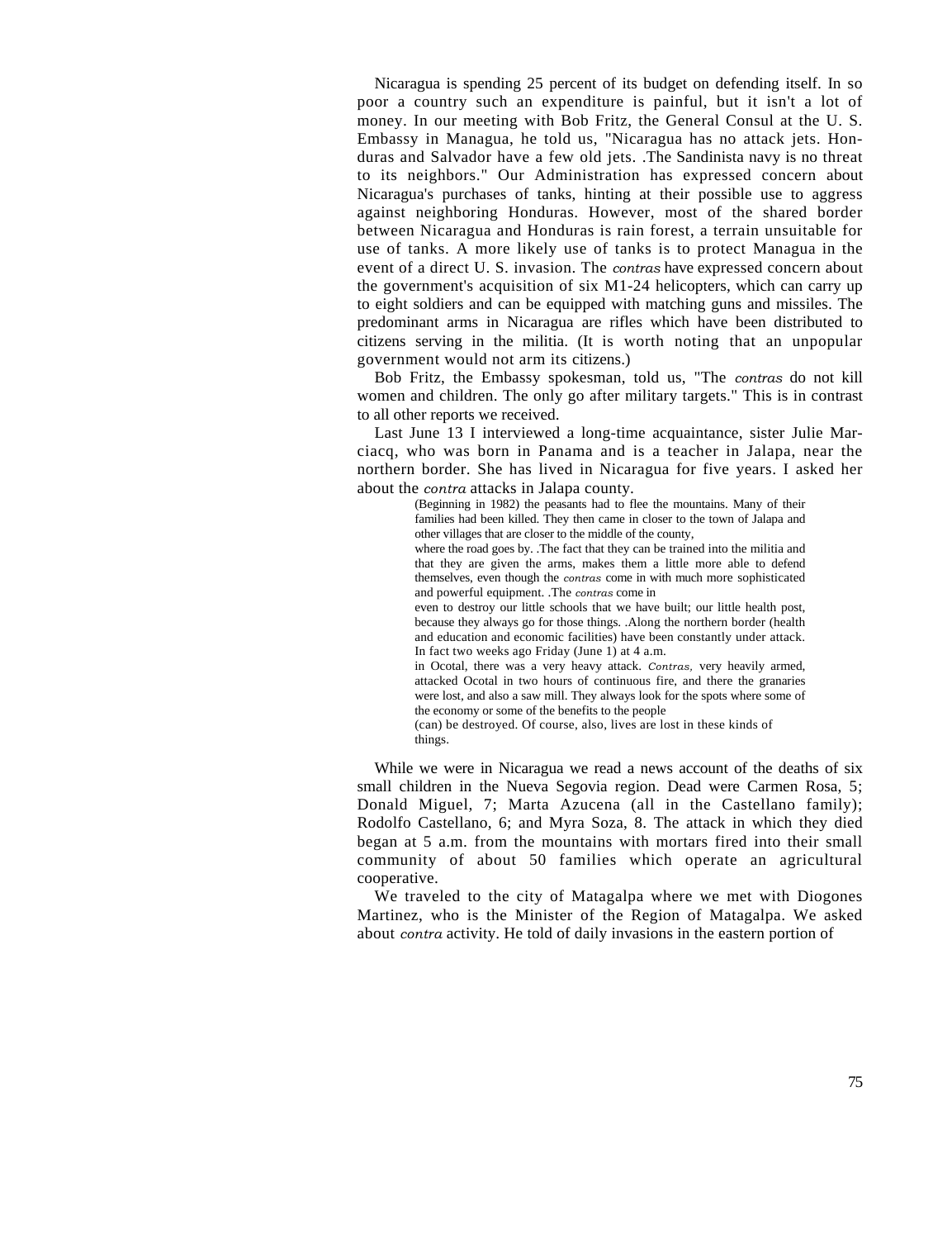Nicaragua is spending 25 percent of its budget on defending itself. In so poor a country such an expenditure is painful, but it isn't a lot of money. In our meeting with Bob Fritz, the General Consul at the U. S. Embassy in Managua, he told us, "Nicaragua has no attack jets. Honduras and Salvador have a few old jets. .The Sandinista navy is no threat to its neighbors." Our Administration has expressed concern about Nicaragua's purchases of tanks, hinting at their possible use to aggress against neighboring Honduras. However, most of the shared border between Nicaragua and Honduras is rain forest, a terrain unsuitable for use of tanks. A more likely use of tanks is to protect Managua in the event of a direct U. S. invasion. The *contras* have expressed concern about the government's acquisition of six M1-24 helicopters, which can carry up to eight soldiers and can be equipped with matching guns and missiles. The predominant arms in Nicaragua are rifles which have been distributed to citizens serving in the militia. (It is worth noting that an unpopular government would not arm its citizens.)

Bob Fritz, the Embassy spokesman, told us, "The *contras* do not kill women and children. The only go after military targets." This is in contrast to all other reports we received.

Last June 13 I interviewed a long-time acquaintance, sister Julie Marciacq, who was born in Panama and is a teacher in Jalapa, near the northern border. She has lived in Nicaragua for five years. I asked her about the *contra* attacks in Jalapa county.

> (Beginning in 1982) the peasants had to flee the mountains. Many of their families had been killed. They then came in closer to the town of Jalapa and other villages that are closer to the middle of the county,
> where the road goes by. .The fact that they can be trained into the militia and that they are given the arms, makes them a little more able to defend themselves, even though the *contras* come in with much more sophisticated and powerful equipment. .The *contras* come in
> even to destroy our little schools that we have built; our little health post, because they always go for those things. .Along the northern border (health and education and economic facilities) have been constantly under attack. In fact two weeks ago Friday (June 1) at 4 a.m.
> in Ocotal, there was a very heavy attack. *Contras,* very heavily armed, attacked Ocotal in two hours of continuous fire, and there the granaries were lost, and also a saw mill. They always look for the spots where some of the economy or some of the benefits to the people
> (can) be destroyed. Of course, also, lives are lost in these kinds of things.

While we were in Nicaragua we read a news account of the deaths of six small children in the Nueva Segovia region. Dead were Carmen Rosa, 5; Donald Miguel, 7; Marta Azucena (all in the Castellano family); Rodolfo Castellano, 6; and Myra Soza, 8. The attack in which they died began at 5 a.m. from the mountains with mortars fired into their small community of about 50 families which operate an agricultural cooperative.

We traveled to the city of Matagalpa where we met with Diogones Martinez, who is the Minister of the Region of Matagalpa. We asked about *contra* activity. He told of daily invasions in the eastern portion of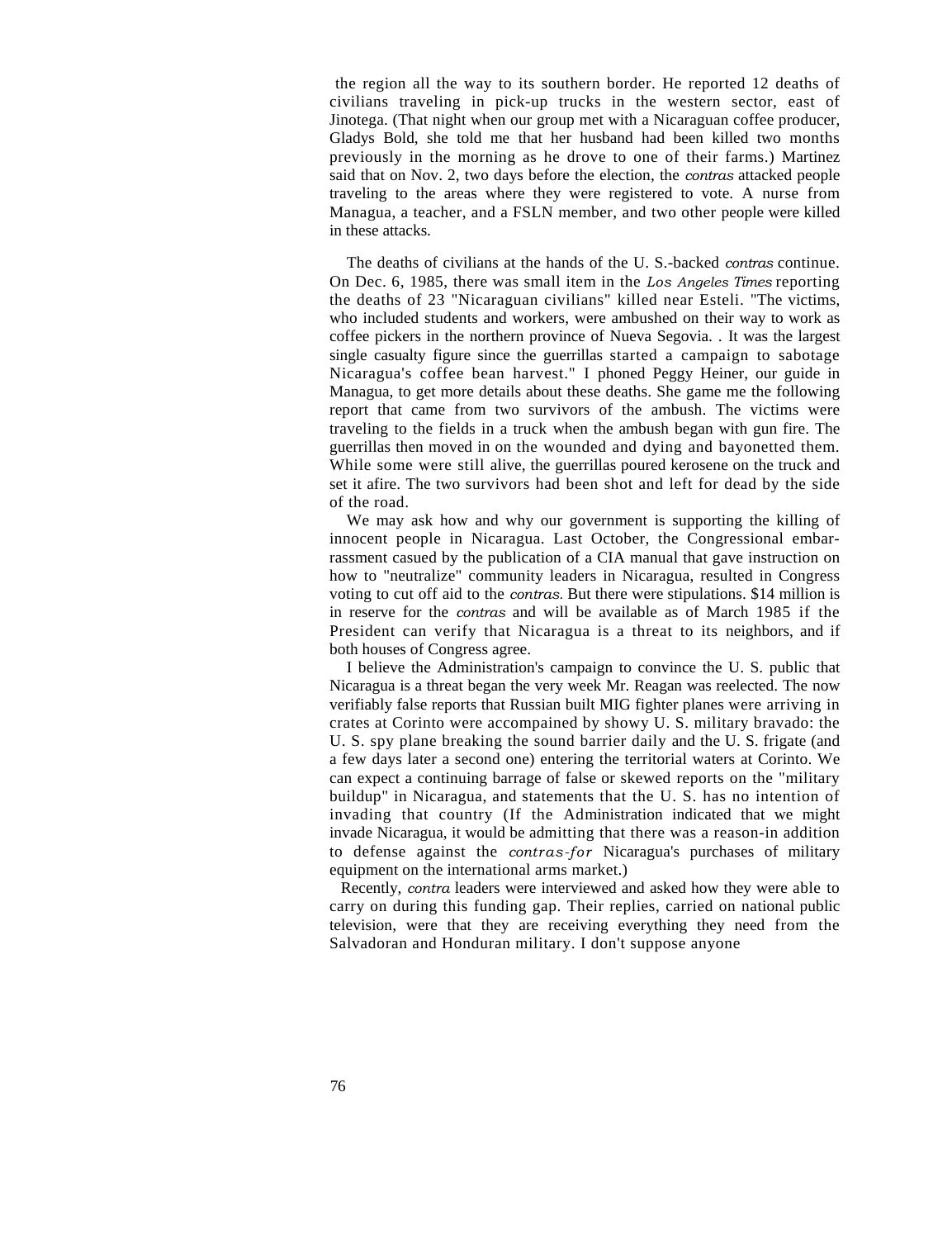the region all the way to its southern border. He reported 12 deaths of civilians traveling in pick-up trucks in the western sector, east of Jinotega. (That night when our group met with a Nicaraguan coffee producer, Gladys Bold, she told me that her husband had been killed two months previously in the morning as he drove to one of their farms.) Martinez said that on Nov. 2, two days before the election, the *contras* attacked people traveling to the areas where they were registered to vote. A nurse from Managua, a teacher, and a FSLN member, and two other people were killed in these attacks.

The deaths of civilians at the hands of the U. S.-backed *contras* continue. On Dec. 6, 1985, there was small item in the *Los Angeles Times* reporting the deaths of 23 "Nicaraguan civilians" killed near Esteli. "The victims, who included students and workers, were ambushed on their way to work as coffee pickers in the northern province of Nueva Segovia. . It was the largest single casualty figure since the guerrillas started a campaign to sabotage Nicaragua's coffee bean harvest." I phoned Peggy Heiner, our guide in Managua, to get more details about these deaths. She game me the following report that came from two survivors of the ambush. The victims were traveling to the fields in a truck when the ambush began with gun fire. The guerrillas then moved in on the wounded and dying and bayonetted them. While some were still alive, the guerrillas poured kerosene on the truck and set it afire. The two survivors had been shot and left for dead by the side of the road.

We may ask how and why our government is supporting the killing of innocent people in Nicaragua. Last October, the Congressional embarrassment casued by the publication of a CIA manual that gave instruction on how to "neutralize" community leaders in Nicaragua, resulted in Congress voting to cut off aid to the *contras.* But there were stipulations. $14 million is in reserve for the *contras* and will be available as of March 1985 if the President can verify that Nicaragua is a threat to its neighbors, and if both houses of Congress agree.

I believe the Administration's campaign to convince the U. S. public that Nicaragua is a threat began the very week Mr. Reagan was reelected. The now verifiably false reports that Russian built MIG fighter planes were arriving in crates at Corinto were accompained by showy U. S. military bravado: the U. S. spy plane breaking the sound barrier daily and the U. S. frigate (and a few days later a second one) entering the territorial waters at Corinto. We can expect a continuing barrage of false or skewed reports on the "military buildup" in Nicaragua, and statements that the U. S. has no intention of invading that country (If the Administration indicated that we might invade Nicaragua, it would be admitting that there was a reason-in addition to defense against the *contras-for* Nicaragua's purchases of military equipment on the international arms market.)

Recently, *contra* leaders were interviewed and asked how they were able to carry on during this funding gap. Their replies, carried on national public television, were that they are receiving everything they need from the Salvadoran and Honduran military. I don't suppose anyone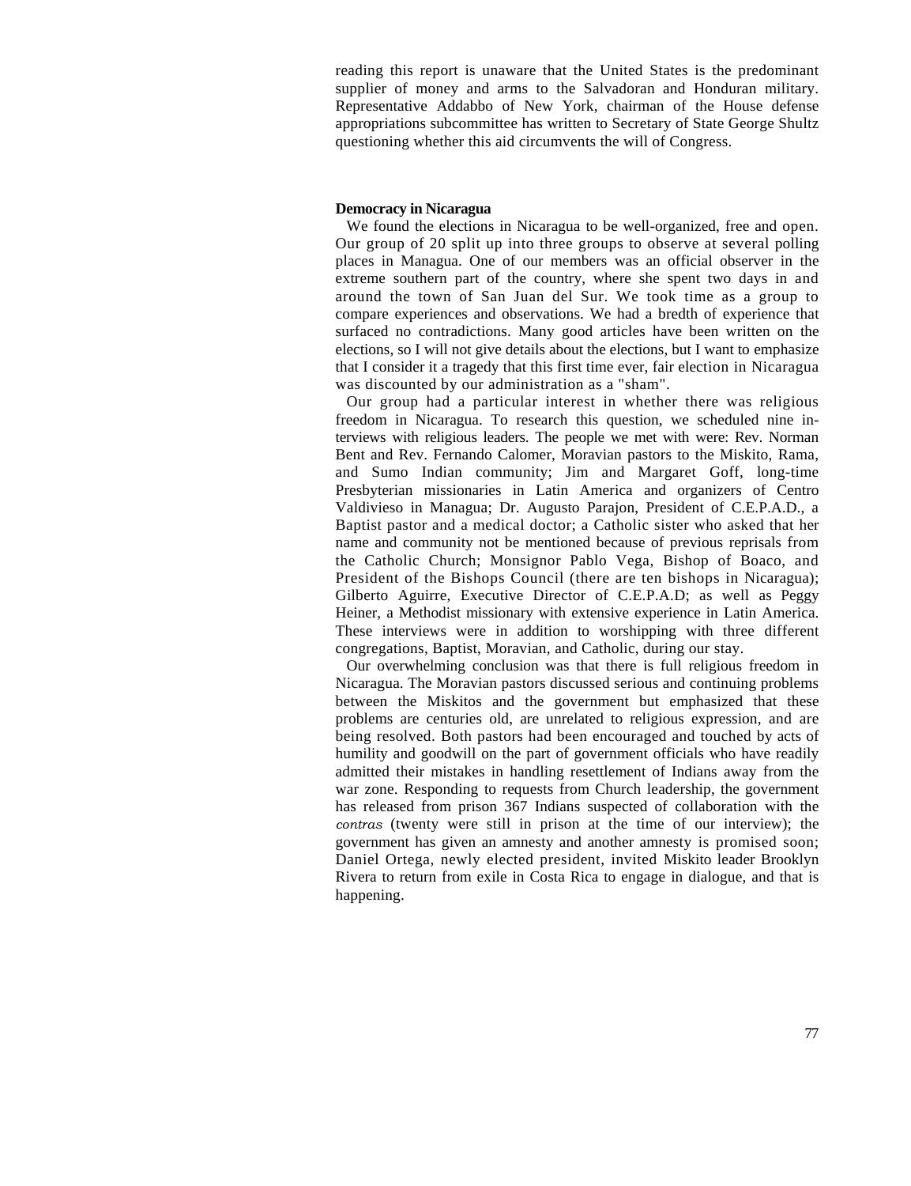reading this report is unaware that the United States is the predominant supplier of money and arms to the Salvadoran and Honduran military. Representative Addabbo of New York, chairman of the House defense appropriations subcommittee has written to Secretary of State George Shultz questioning whether this aid circumvents the will of Congress.

**Democracy in Nicaragua**

We found the elections in Nicaragua to be well-organized, free and open. Our group of 20 split up into three groups to observe at several polling places in Managua. One of our members was an official observer in the extreme southern part of the country, where she spent two days in and around the town of San Juan del Sur. We took time as a group to compare experiences and observations. We had a bredth of experience that surfaced no contradictions. Many good articles have been written on the elections, so I will not give details about the elections, but I want to emphasize that I consider it a tragedy that this first time ever, fair election in Nicaragua was discounted by our administration as a "sham".

Our group had a particular interest in whether there was religious freedom in Nicaragua. To research this question, we scheduled nine interviews with religious leaders. The people we met with were: Rev. Norman Bent and Rev. Fernando Calomer, Moravian pastors to the Miskito, Rama, and Sumo Indian community; Jim and Margaret Goff, long-time Presbyterian missionaries in Latin America and organizers of Centro Valdivieso in Managua; Dr. Augusto Parajon, President of C.E.P.A.D., a Baptist pastor and a medical doctor; a Catholic sister who asked that her name and community not be mentioned because of previous reprisals from the Catholic Church; Monsignor Pablo Vega, Bishop of Boaco, and President of the Bishops Council (there are ten bishops in Nicaragua); Gilberto Aguirre, Executive Director of C.E.P.A.D; as well as Peggy Heiner, a Methodist missionary with extensive experience in Latin America. These interviews were in addition to worshipping with three different congregations, Baptist, Moravian, and Catholic, during our stay.

Our overwhelming conclusion was that there is full religious freedom in Nicaragua. The Moravian pastors discussed serious and continuing problems between the Miskitos and the government but emphasized that these problems are centuries old, are unrelated to religious expression, and are being resolved. Both pastors had been encouraged and touched by acts of humility and goodwill on the part of government officials who have readily admitted their mistakes in handling resettlement of Indians away from the war zone. Responding to requests from Church leadership, the government has released from prison 367 Indians suspected of collaboration with the *contras* (twenty were still in prison at the time of our interview); the government has given an amnesty and another amnesty is promised soon; Daniel Ortega, newly elected president, invited Miskito leader Brooklyn Rivera to return from exile in Costa Rica to engage in dialogue, and that is happening.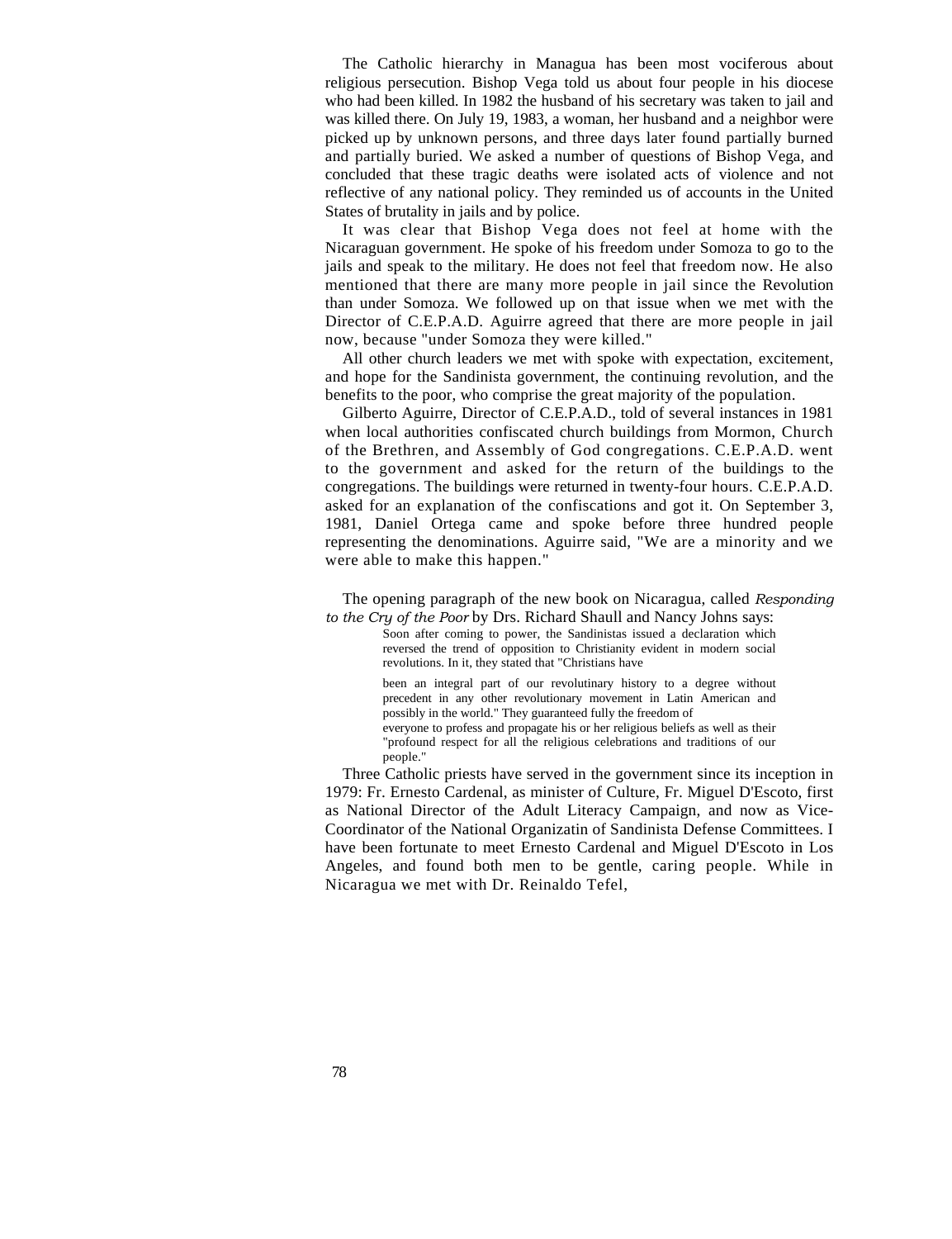The Catholic hierarchy in Managua has been most vociferous about religious persecution. Bishop Vega told us about four people in his diocese who had been killed. In 1982 the husband of his secretary was taken to jail and was killed there. On July 19, 1983, a woman, her husband and a neighbor were picked up by unknown persons, and three days later found partially burned and partially buried. We asked a number of questions of Bishop Vega, and concluded that these tragic deaths were isolated acts of violence and not reflective of any national policy. They reminded us of accounts in the United States of brutality in jails and by police.

It was clear that Bishop Vega does not feel at home with the Nicaraguan government. He spoke of his freedom under Somoza to go to the jails and speak to the military. He does not feel that freedom now. He also mentioned that there are many more people in jail since the Revolution than under Somoza. We followed up on that issue when we met with the Director of C.E.P.A.D. Aguirre agreed that there are more people in jail now, because "under Somoza they were killed."

All other church leaders we met with spoke with expectation, excitement, and hope for the Sandinista government, the continuing revolution, and the benefits to the poor, who comprise the great majority of the population.

Gilberto Aguirre, Director of C.E.P.A.D., told of several instances in 1981 when local authorities confiscated church buildings from Mormon, Church of the Brethren, and Assembly of God congregations. C.E.P.A.D. went to the government and asked for the return of the buildings to the congregations. The buildings were returned in twenty-four hours. C.E.P.A.D. asked for an explanation of the confiscations and got it. On September 3, 1981, Daniel Ortega came and spoke before three hundred people representing the denominations. Aguirre said, "We are a minority and we were able to make this happen."

The opening paragraph of the new book on Nicaragua, called *Responding to the Cry of the Poor* by Drs. Richard Shaull and Nancy Johns says:

> Soon after coming to power, the Sandinistas issued a declaration which reversed the trend of opposition to Christianity evident in modern social revolutions. In it, they stated that "Christians have been an integral part of our revolutinary history to a degree without precedent in any other revolutionary movement in Latin American and possibly in the world." They guaranteed fully the freedom of everyone to profess and propagate his or her religious beliefs as well as their "profound respect for all the religious celebrations and traditions of our people."

Three Catholic priests have served in the government since its inception in 1979: Fr. Ernesto Cardenal, as minister of Culture, Fr. Miguel D'Escoto, first as National Director of the Adult Literacy Campaign, and now as Vice-Coordinator of the National Organizatin of Sandinista Defense Committees. I have been fortunate to meet Ernesto Cardenal and Miguel D'Escoto in Los Angeles, and found both men to be gentle, caring people. While in Nicaragua we met with Dr. Reinaldo Tefel,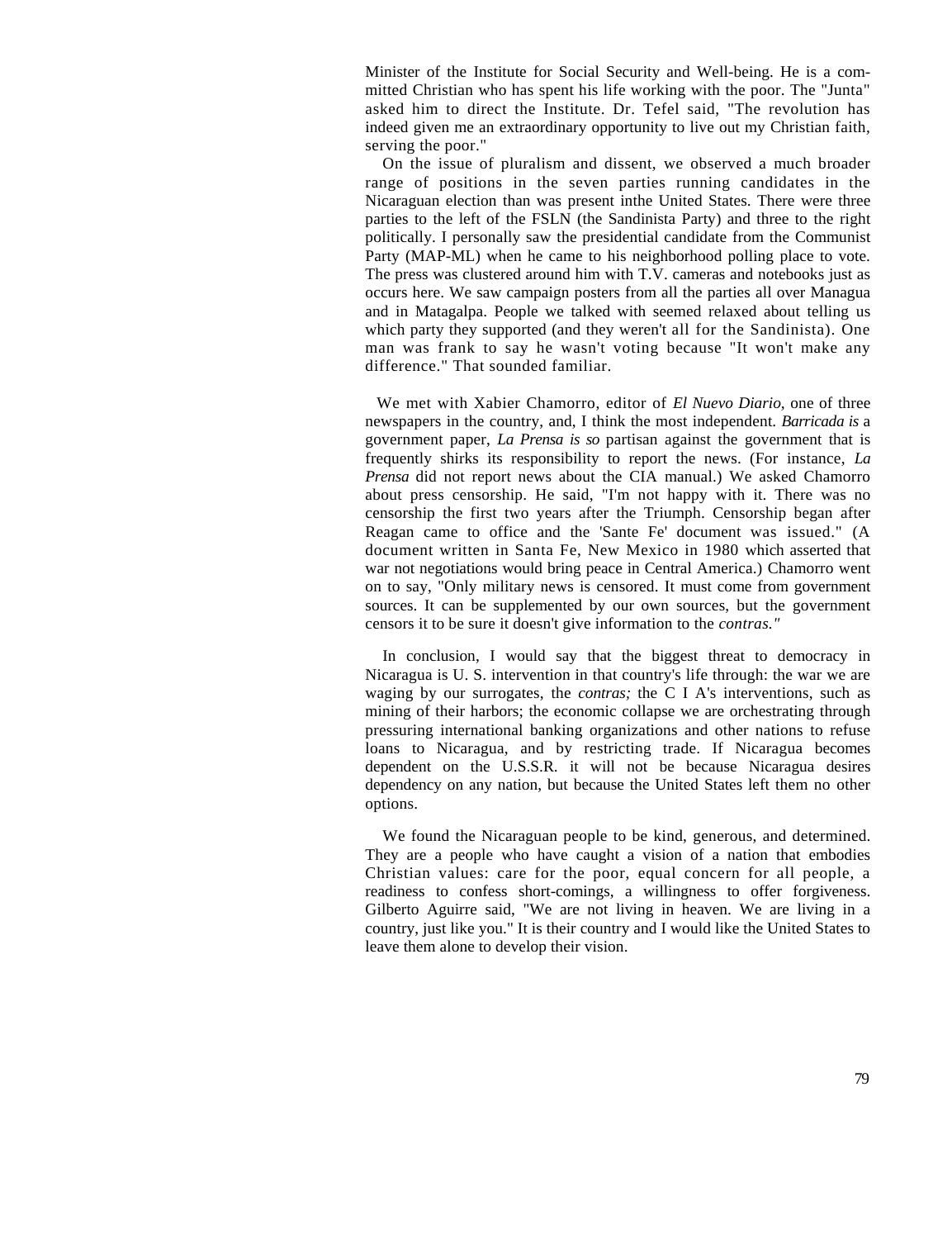Minister of the Institute for Social Security and Well-being. He is a committed Christian who has spent his life working with the poor. The "Junta" asked him to direct the Institute. Dr. Tefel said, "The revolution has indeed given me an extraordinary opportunity to live out my Christian faith, serving the poor."

On the issue of pluralism and dissent, we observed a much broader range of positions in the seven parties running candidates in the Nicaraguan election than was present inthe United States. There were three parties to the left of the FSLN (the Sandinista Party) and three to the right politically. I personally saw the presidential candidate from the Communist Party (MAP-ML) when he came to his neighborhood polling place to vote. The press was clustered around him with T.V. cameras and notebooks just as occurs here. We saw campaign posters from all the parties all over Managua and in Matagalpa. People we talked with seemed relaxed about telling us which party they supported (and they weren't all for the Sandinista). One man was frank to say he wasn't voting because "It won't make any difference." That sounded familiar.

We met with Xabier Chamorro, editor of *El Nuevo Diario,* one of three newspapers in the country, and, I think the most independent. *Barricada is* a government paper, *La Prensa is so* partisan against the government that is frequently shirks its responsibility to report the news. (For instance, *La Prensa* did not report news about the CIA manual.) We asked Chamorro about press censorship. He said, "I'm not happy with it. There was no censorship the first two years after the Triumph. Censorship began after Reagan came to office and the 'Sante Fe' document was issued." (A document written in Santa Fe, New Mexico in 1980 which asserted that war not negotiations would bring peace in Central America.) Chamorro went on to say, "Only military news is censored. It must come from government sources. It can be supplemented by our own sources, but the government censors it to be sure it doesn't give information to the *contras."*

In conclusion, I would say that the biggest threat to democracy in Nicaragua is U. S. intervention in that country's life through: the war we are waging by our surrogates, the *contras;* the C I A's interventions, such as mining of their harbors; the economic collapse we are orchestrating through pressuring international banking organizations and other nations to refuse loans to Nicaragua, and by restricting trade. If Nicaragua becomes dependent on the U.S.S.R. it will not be because Nicaragua desires dependency on any nation, but because the United States left them no other options.

We found the Nicaraguan people to be kind, generous, and determined. They are a people who have caught a vision of a nation that embodies Christian values: care for the poor, equal concern for all people, a readiness to confess short-comings, a willingness to offer forgiveness. Gilberto Aguirre said, "We are not living in heaven. We are living in a country, just like you." It is their country and I would like the United States to leave them alone to develop their vision.